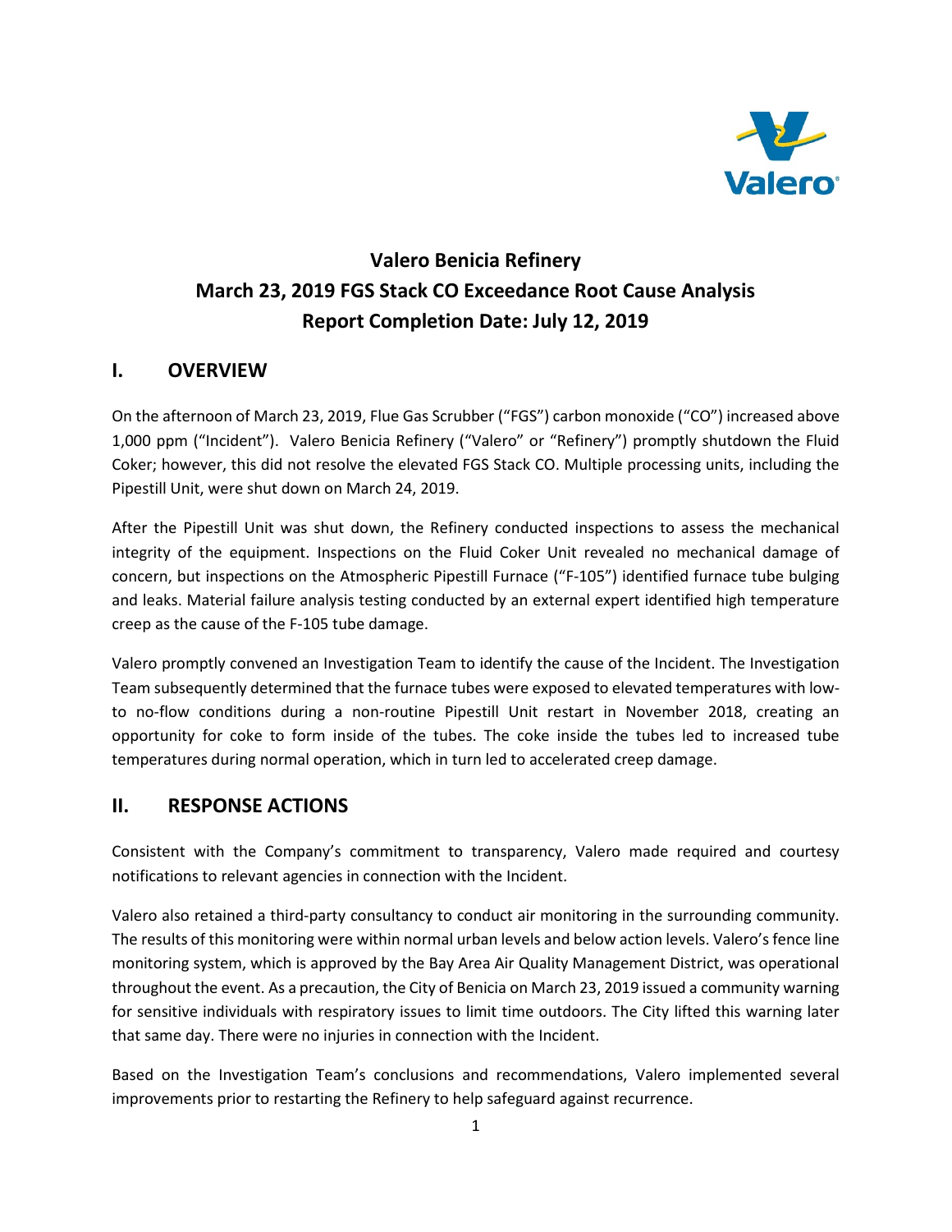# Valero Benicia Refinery
# March 23, 2019 FGS Stack CO Exceedance Root Cause Analysis
# Report Completion Date: July 12, 2019

## I. OVERVIEW

On the afternoon of March 23, 2019, Flue Gas Scrubber ("FGS") carbon monoxide ("CO") increased above 1,000 ppm ("Incident"). Valero Benicia Refinery ("Valero" or "Refinery") promptly shutdown the Fluid Coker; however, this did not resolve the elevated FGS Stack CO. Multiple processing units, including the Pipestill Unit, were shut down on March 24, 2019.

After the Pipestill Unit was shut down, the Refinery conducted inspections to assess the mechanical integrity of the equipment. Inspections on the Fluid Coker Unit revealed no mechanical damage of concern, but inspections on the Atmospheric Pipestill Furnace ("F-105") identified furnace tube bulging and leaks. Material failure analysis testing conducted by an external expert identified high temperature creep as the cause of the F-105 tube damage.

Valero promptly convened an Investigation Team to identify the cause of the Incident. The Investigation Team subsequently determined that the furnace tubes were exposed to elevated temperatures with low- to no-flow conditions during a non-routine Pipestill Unit restart in November 2018, creating an opportunity for coke to form inside of the tubes. The coke inside the tubes led to increased tube temperatures during normal operation, which in turn led to accelerated creep damage.

## II. RESPONSE ACTIONS

Consistent with the Company's commitment to transparency, Valero made required and courtesy notifications to relevant agencies in connection with the Incident.

Valero also retained a third-party consultancy to conduct air monitoring in the surrounding community. The results of this monitoring were within normal urban levels and below action levels. Valero's fence line monitoring system, which is approved by the Bay Area Air Quality Management District, was operational throughout the event. As a precaution, the City of Benicia on March 23, 2019 issued a community warning for sensitive individuals with respiratory issues to limit time outdoors. The City lifted this warning later that same day. There were no injuries in connection with the Incident.

Based on the Investigation Team's conclusions and recommendations, Valero implemented several improvements prior to restarting the Refinery to help safeguard against recurrence.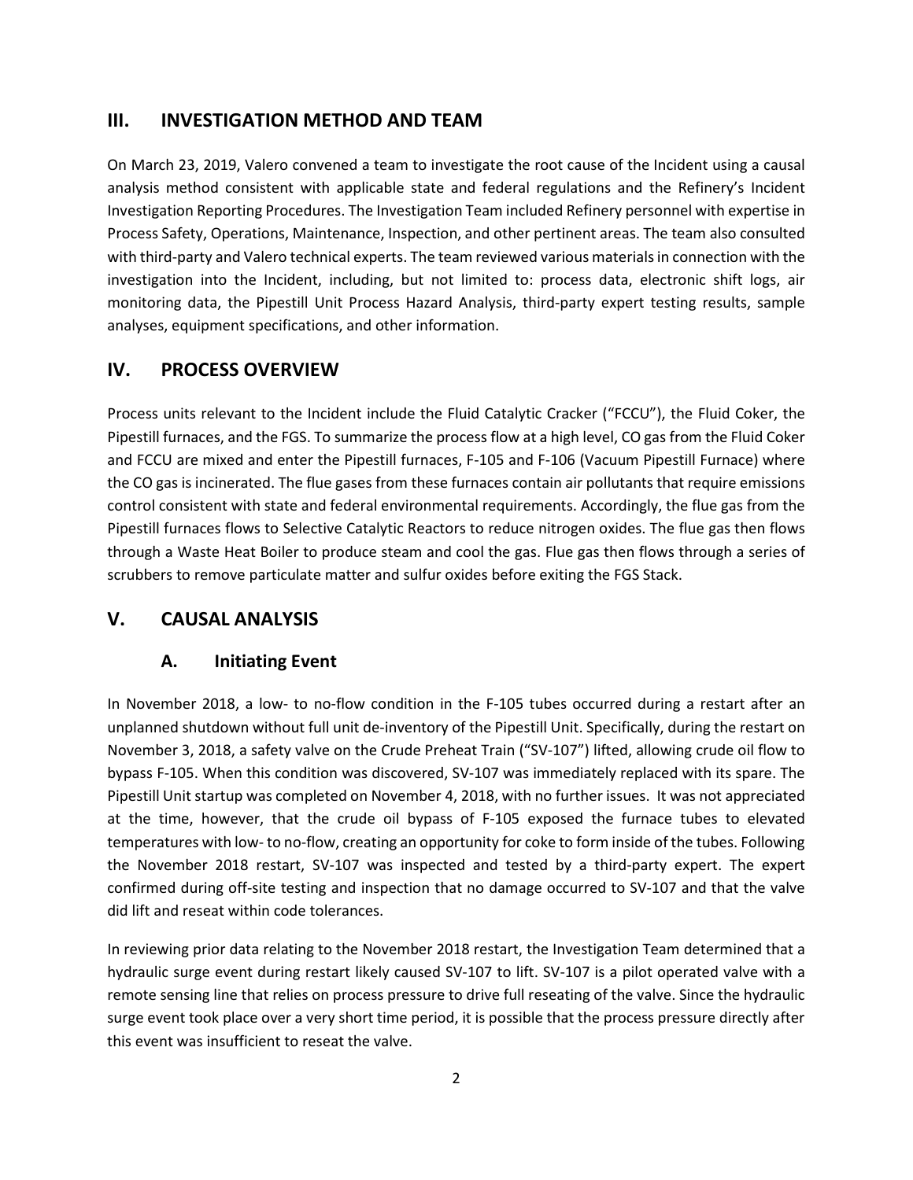## III. INVESTIGATION METHOD AND TEAM

On March 23, 2019, Valero convened a team to investigate the root cause of the Incident using a causal analysis method consistent with applicable state and federal regulations and the Refinery's Incident Investigation Reporting Procedures. The Investigation Team included Refinery personnel with expertise in Process Safety, Operations, Maintenance, Inspection, and other pertinent areas. The team also consulted with third-party and Valero technical experts. The team reviewed various materials in connection with the investigation into the Incident, including, but not limited to: process data, electronic shift logs, air monitoring data, the Pipestill Unit Process Hazard Analysis, third-party expert testing results, sample analyses, equipment specifications, and other information.

## IV. PROCESS OVERVIEW

Process units relevant to the Incident include the Fluid Catalytic Cracker ("FCCU"), the Fluid Coker, the Pipestill furnaces, and the FGS. To summarize the process flow at a high level, CO gas from the Fluid Coker and FCCU are mixed and enter the Pipestill furnaces, F-105 and F-106 (Vacuum Pipestill Furnace) where the CO gas is incinerated. The flue gases from these furnaces contain air pollutants that require emissions control consistent with state and federal environmental requirements. Accordingly, the flue gas from the Pipestill furnaces flows to Selective Catalytic Reactors to reduce nitrogen oxides. The flue gas then flows through a Waste Heat Boiler to produce steam and cool the gas. Flue gas then flows through a series of scrubbers to remove particulate matter and sulfur oxides before exiting the FGS Stack.

## V. CAUSAL ANALYSIS

### A. Initiating Event

In November 2018, a low- to no-flow condition in the F-105 tubes occurred during a restart after an unplanned shutdown without full unit de-inventory of the Pipestill Unit. Specifically, during the restart on November 3, 2018, a safety valve on the Crude Preheat Train ("SV-107") lifted, allowing crude oil flow to bypass F-105. When this condition was discovered, SV-107 was immediately replaced with its spare. The Pipestill Unit startup was completed on November 4, 2018, with no further issues. It was not appreciated at the time, however, that the crude oil bypass of F-105 exposed the furnace tubes to elevated temperatures with low- to no-flow, creating an opportunity for coke to form inside of the tubes. Following the November 2018 restart, SV-107 was inspected and tested by a third-party expert. The expert confirmed during off-site testing and inspection that no damage occurred to SV-107 and that the valve did lift and reseat within code tolerances.

In reviewing prior data relating to the November 2018 restart, the Investigation Team determined that a hydraulic surge event during restart likely caused SV-107 to lift. SV-107 is a pilot operated valve with a remote sensing line that relies on process pressure to drive full reseating of the valve. Since the hydraulic surge event took place over a very short time period, it is possible that the process pressure directly after this event was insufficient to reseat the valve.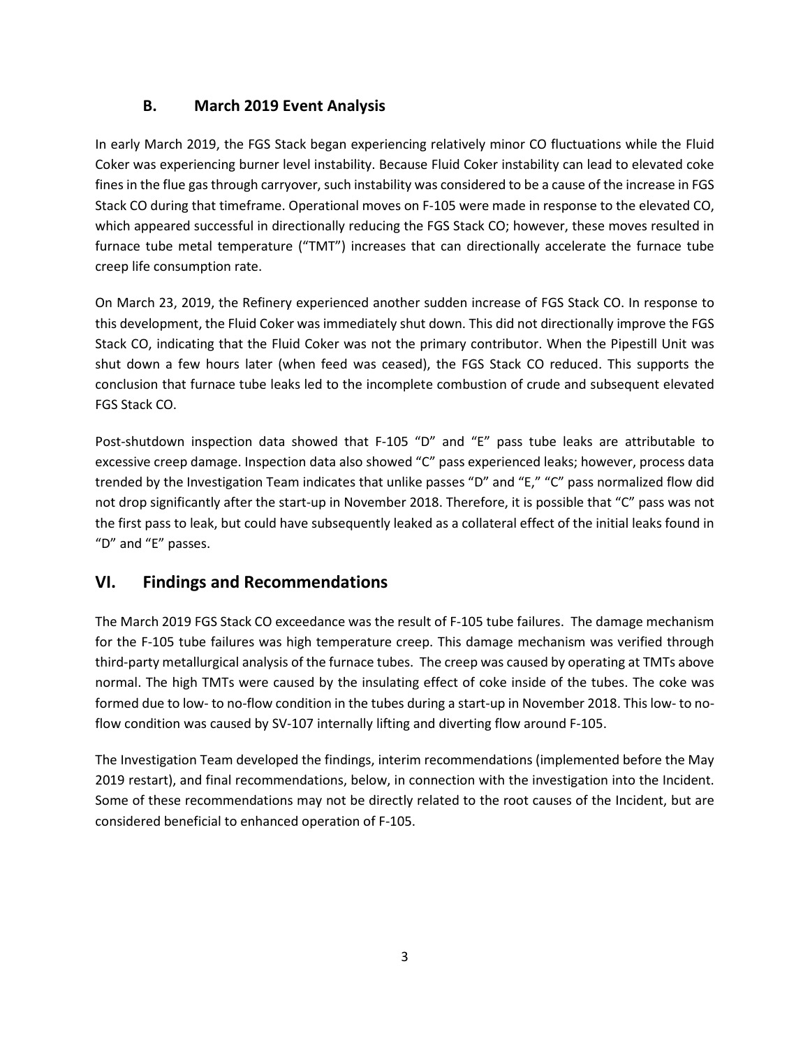### B. March 2019 Event Analysis

In early March 2019, the FGS Stack began experiencing relatively minor CO fluctuations while the Fluid Coker was experiencing burner level instability. Because Fluid Coker instability can lead to elevated coke fines in the flue gas through carryover, such instability was considered to be a cause of the increase in FGS Stack CO during that timeframe. Operational moves on F-105 were made in response to the elevated CO, which appeared successful in directionally reducing the FGS Stack CO; however, these moves resulted in furnace tube metal temperature ("TMT") increases that can directionally accelerate the furnace tube creep life consumption rate.

On March 23, 2019, the Refinery experienced another sudden increase of FGS Stack CO. In response to this development, the Fluid Coker was immediately shut down. This did not directionally improve the FGS Stack CO, indicating that the Fluid Coker was not the primary contributor. When the Pipestill Unit was shut down a few hours later (when feed was ceased), the FGS Stack CO reduced. This supports the conclusion that furnace tube leaks led to the incomplete combustion of crude and subsequent elevated FGS Stack CO.

Post-shutdown inspection data showed that F-105 "D" and "E" pass tube leaks are attributable to excessive creep damage. Inspection data also showed "C" pass experienced leaks; however, process data trended by the Investigation Team indicates that unlike passes "D" and "E," "C" pass normalized flow did not drop significantly after the start-up in November 2018. Therefore, it is possible that "C" pass was not the first pass to leak, but could have subsequently leaked as a collateral effect of the initial leaks found in "D" and "E" passes.

## VI. Findings and Recommendations

The March 2019 FGS Stack CO exceedance was the result of F-105 tube failures. The damage mechanism for the F-105 tube failures was high temperature creep. This damage mechanism was verified through third-party metallurgical analysis of the furnace tubes. The creep was caused by operating at TMTs above normal. The high TMTs were caused by the insulating effect of coke inside of the tubes. The coke was formed due to low- to no-flow condition in the tubes during a start-up in November 2018. This low- to no-flow condition was caused by SV-107 internally lifting and diverting flow around F-105.

The Investigation Team developed the findings, interim recommendations (implemented before the May 2019 restart), and final recommendations, below, in connection with the investigation into the Incident. Some of these recommendations may not be directly related to the root causes of the Incident, but are considered beneficial to enhanced operation of F-105.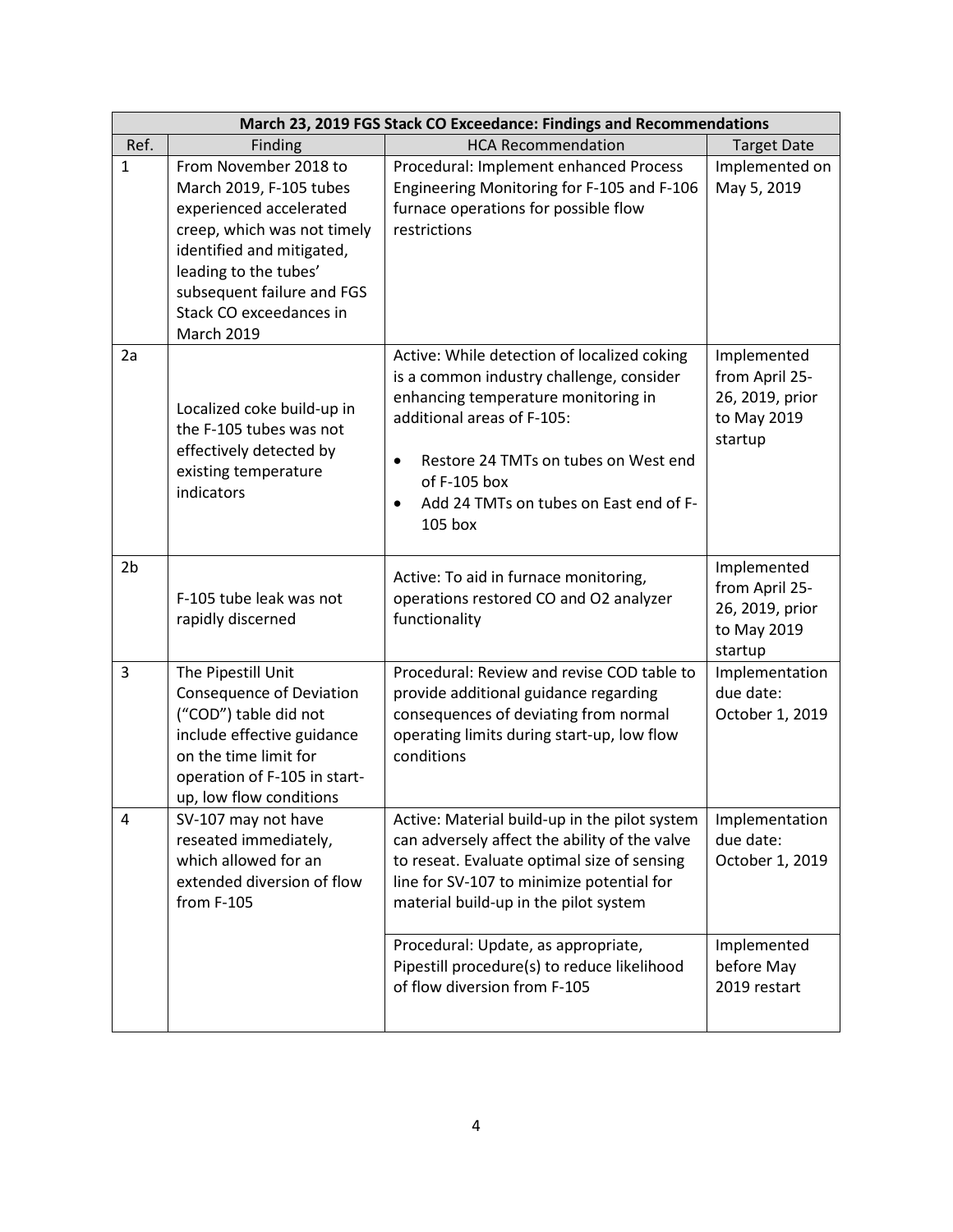| March 23, 2019 FGS Stack CO Exceedance: Findings and Recommendations | | | |
|---|---|---|---|
| Ref. | Finding | HCA Recommendation | Target Date |
| 1 | From November 2018 to March 2019, F-105 tubes experienced accelerated creep, which was not timely identified and mitigated, leading to the tubes' subsequent failure and FGS Stack CO exceedances in March 2019 | Procedural: Implement enhanced Process Engineering Monitoring for F-105 and F-106 furnace operations for possible flow restrictions | Implemented on May 5, 2019 |
| 2a | Localized coke build-up in the F-105 tubes was not effectively detected by existing temperature indicators | Active: While detection of localized coking is a common industry challenge, consider enhancing temperature monitoring in additional areas of F-105:<br>• Restore 24 TMTs on tubes on West end of F-105 box<br>• Add 24 TMTs on tubes on East end of F-105 box | Implemented from April 25-26, 2019, prior to May 2019 startup |
| 2b | F-105 tube leak was not rapidly discerned | Active: To aid in furnace monitoring, operations restored CO and O2 analyzer functionality | Implemented from April 25-26, 2019, prior to May 2019 startup |
| 3 | The Pipestill Unit Consequence of Deviation ("COD") table did not include effective guidance on the time limit for operation of F-105 in start-up, low flow conditions | Procedural: Review and revise COD table to provide additional guidance regarding consequences of deviating from normal operating limits during start-up, low flow conditions | Implementation due date: October 1, 2019 |
| 4 | SV-107 may not have reseated immediately, which allowed for an extended diversion of flow from F-105 | Active: Material build-up in the pilot system can adversely affect the ability of the valve to reseat. Evaluate optimal size of sensing line for SV-107 to minimize potential for material build-up in the pilot system | Implementation due date: October 1, 2019 |
| | | Procedural: Update, as appropriate, Pipestill procedure(s) to reduce likelihood of flow diversion from F-105 | Implemented before May 2019 restart |